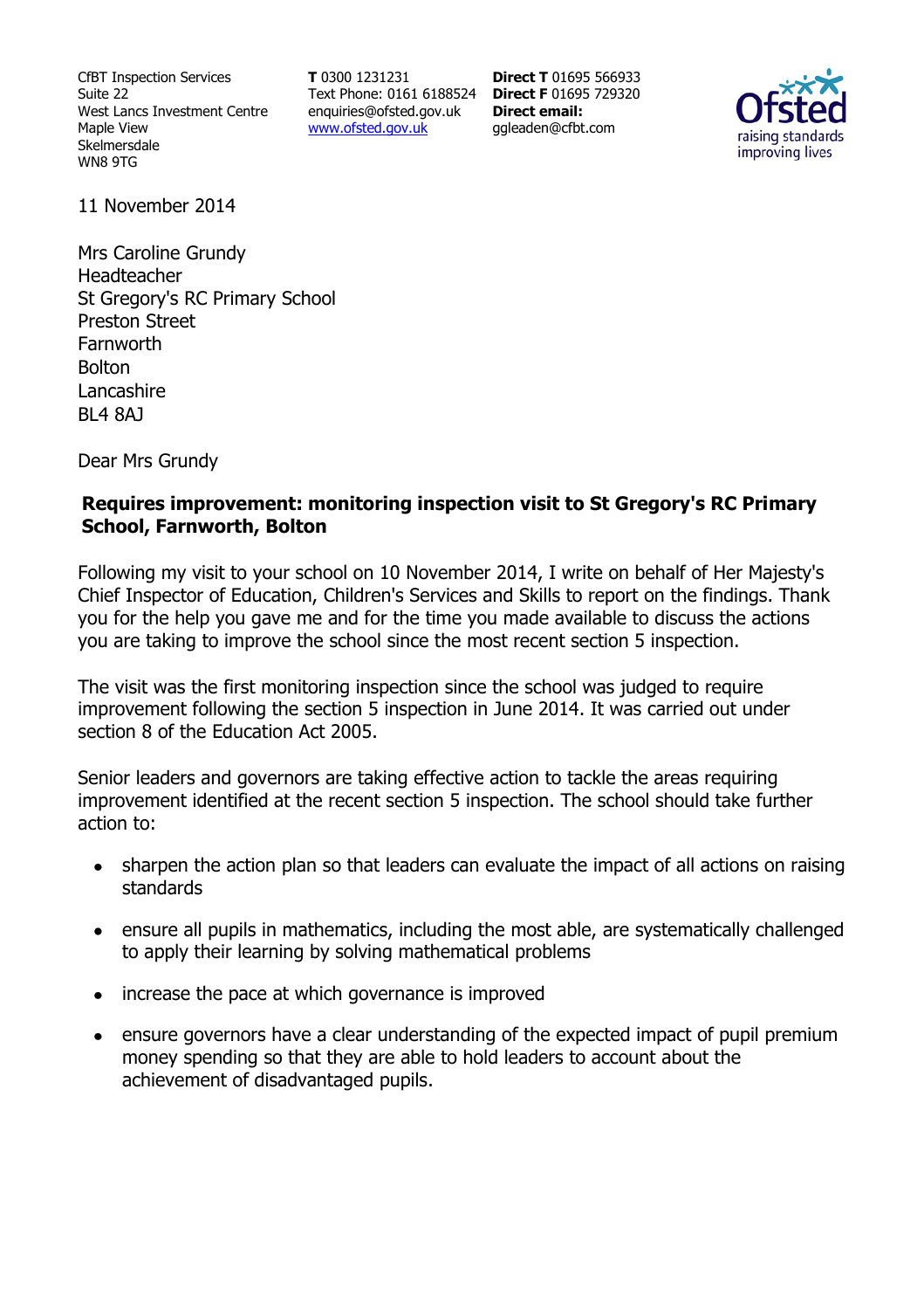CfBT Inspection Services
Suite 22
West Lancs Investment Centre
Maple View
Skelmersdale
WN8 9TG

**T** 0300 1231231
Text Phone: 0161 6188524
enquiries@ofsted.gov.uk
www.ofsted.gov.uk

**Direct T** 01695 566933
**Direct F** 01695 729320
**Direct email:**
ggleaden@cfbt.com

11 November 2014

Mrs Caroline Grundy
Headteacher
St Gregory's RC Primary School
Preston Street
Farnworth
Bolton
Lancashire
BL4 8AJ

Dear Mrs Grundy

**Requires improvement: monitoring inspection visit to St Gregory's RC Primary School, Farnworth, Bolton**

Following my visit to your school on 10 November 2014, I write on behalf of Her Majesty's Chief Inspector of Education, Children's Services and Skills to report on the findings. Thank you for the help you gave me and for the time you made available to discuss the actions you are taking to improve the school since the most recent section 5 inspection.

The visit was the first monitoring inspection since the school was judged to require improvement following the section 5 inspection in June 2014. It was carried out under section 8 of the Education Act 2005.

Senior leaders and governors are taking effective action to tackle the areas requiring improvement identified at the recent section 5 inspection. The school should take further action to:

- sharpen the action plan so that leaders can evaluate the impact of all actions on raising standards
- ensure all pupils in mathematics, including the most able, are systematically challenged to apply their learning by solving mathematical problems
- increase the pace at which governance is improved
- ensure governors have a clear understanding of the expected impact of pupil premium money spending so that they are able to hold leaders to account about the achievement of disadvantaged pupils.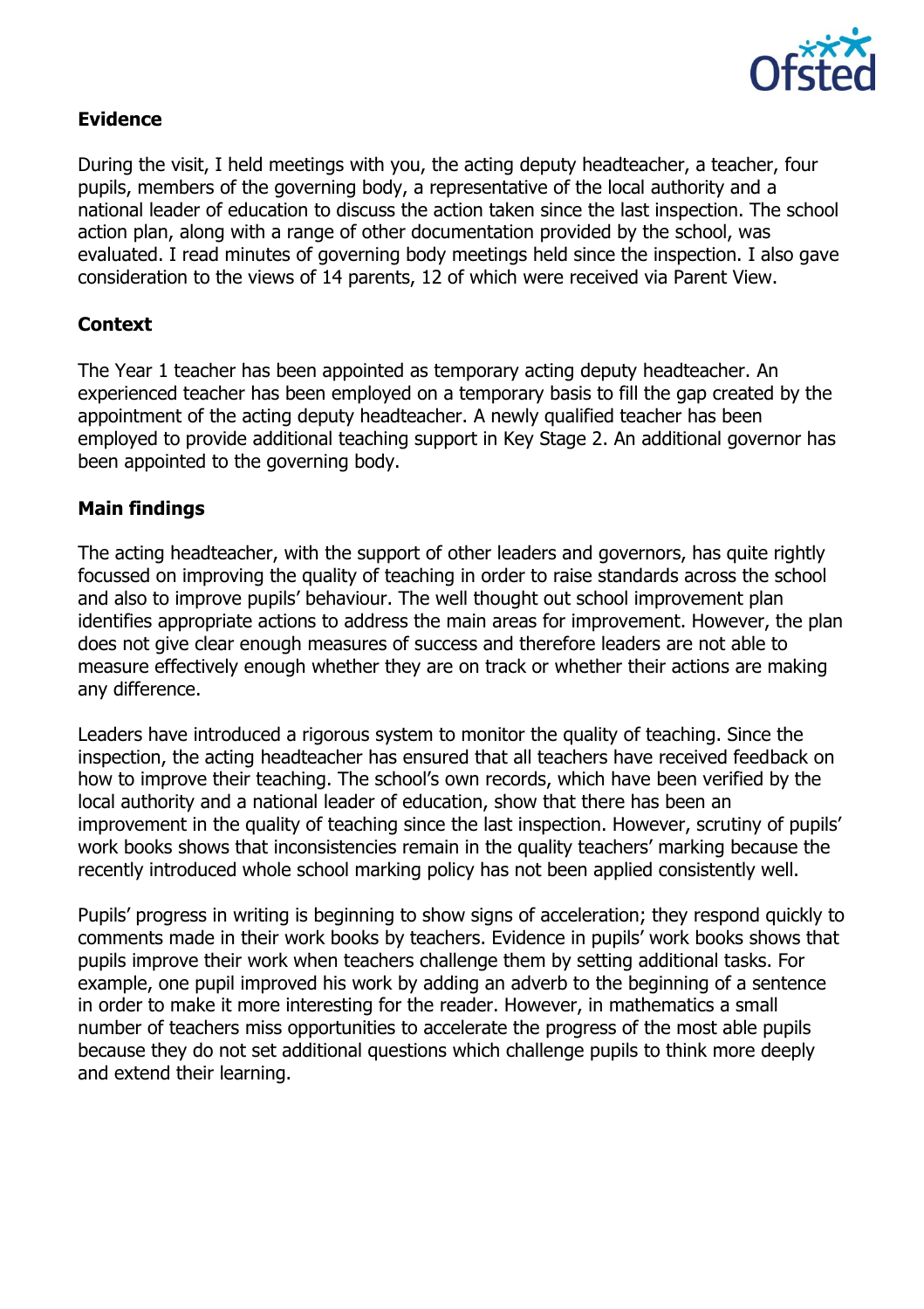## Evidence

During the visit, I held meetings with you, the acting deputy headteacher, a teacher, four pupils, members of the governing body, a representative of the local authority and a national leader of education to discuss the action taken since the last inspection. The school action plan, along with a range of other documentation provided by the school, was evaluated. I read minutes of governing body meetings held since the inspection. I also gave consideration to the views of 14 parents, 12 of which were received via Parent View.

## Context

The Year 1 teacher has been appointed as temporary acting deputy headteacher. An experienced teacher has been employed on a temporary basis to fill the gap created by the appointment of the acting deputy headteacher. A newly qualified teacher has been employed to provide additional teaching support in Key Stage 2. An additional governor has been appointed to the governing body.

## Main findings

The acting headteacher, with the support of other leaders and governors, has quite rightly focussed on improving the quality of teaching in order to raise standards across the school and also to improve pupils' behaviour. The well thought out school improvement plan identifies appropriate actions to address the main areas for improvement. However, the plan does not give clear enough measures of success and therefore leaders are not able to measure effectively enough whether they are on track or whether their actions are making any difference.

Leaders have introduced a rigorous system to monitor the quality of teaching. Since the inspection, the acting headteacher has ensured that all teachers have received feedback on how to improve their teaching. The school's own records, which have been verified by the local authority and a national leader of education, show that there has been an improvement in the quality of teaching since the last inspection. However, scrutiny of pupils' work books shows that inconsistencies remain in the quality teachers' marking because the recently introduced whole school marking policy has not been applied consistently well.

Pupils' progress in writing is beginning to show signs of acceleration; they respond quickly to comments made in their work books by teachers. Evidence in pupils' work books shows that pupils improve their work when teachers challenge them by setting additional tasks. For example, one pupil improved his work by adding an adverb to the beginning of a sentence in order to make it more interesting for the reader. However, in mathematics a small number of teachers miss opportunities to accelerate the progress of the most able pupils because they do not set additional questions which challenge pupils to think more deeply and extend their learning.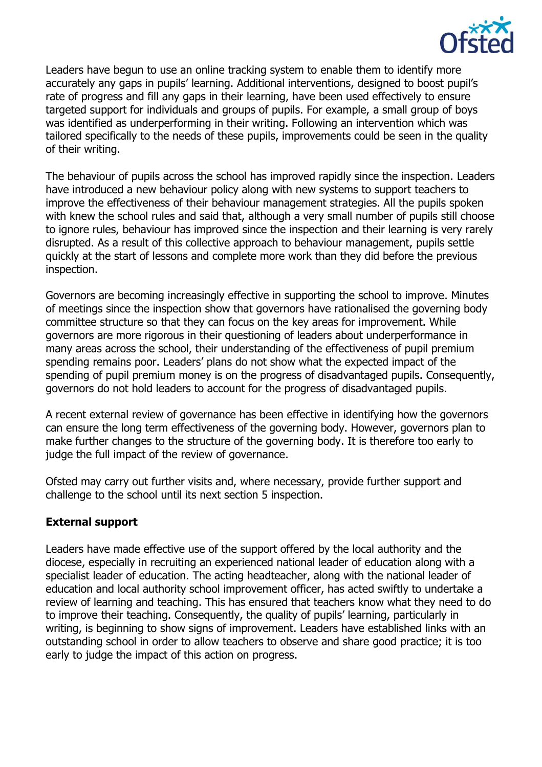Leaders have begun to use an online tracking system to enable them to identify more accurately any gaps in pupils' learning. Additional interventions, designed to boost pupil's rate of progress and fill any gaps in their learning, have been used effectively to ensure targeted support for individuals and groups of pupils. For example, a small group of boys was identified as underperforming in their writing. Following an intervention which was tailored specifically to the needs of these pupils, improvements could be seen in the quality of their writing.

The behaviour of pupils across the school has improved rapidly since the inspection. Leaders have introduced a new behaviour policy along with new systems to support teachers to improve the effectiveness of their behaviour management strategies. All the pupils spoken with knew the school rules and said that, although a very small number of pupils still choose to ignore rules, behaviour has improved since the inspection and their learning is very rarely disrupted. As a result of this collective approach to behaviour management, pupils settle quickly at the start of lessons and complete more work than they did before the previous inspection.

Governors are becoming increasingly effective in supporting the school to improve. Minutes of meetings since the inspection show that governors have rationalised the governing body committee structure so that they can focus on the key areas for improvement. While governors are more rigorous in their questioning of leaders about underperformance in many areas across the school, their understanding of the effectiveness of pupil premium spending remains poor. Leaders' plans do not show what the expected impact of the spending of pupil premium money is on the progress of disadvantaged pupils. Consequently, governors do not hold leaders to account for the progress of disadvantaged pupils.

A recent external review of governance has been effective in identifying how the governors can ensure the long term effectiveness of the governing body. However, governors plan to make further changes to the structure of the governing body. It is therefore too early to judge the full impact of the review of governance.

Ofsted may carry out further visits and, where necessary, provide further support and challenge to the school until its next section 5 inspection.

**External support**

Leaders have made effective use of the support offered by the local authority and the diocese, especially in recruiting an experienced national leader of education along with a specialist leader of education. The acting headteacher, along with the national leader of education and local authority school improvement officer, has acted swiftly to undertake a review of learning and teaching. This has ensured that teachers know what they need to do to improve their teaching. Consequently, the quality of pupils' learning, particularly in writing, is beginning to show signs of improvement. Leaders have established links with an outstanding school in order to allow teachers to observe and share good practice; it is too early to judge the impact of this action on progress.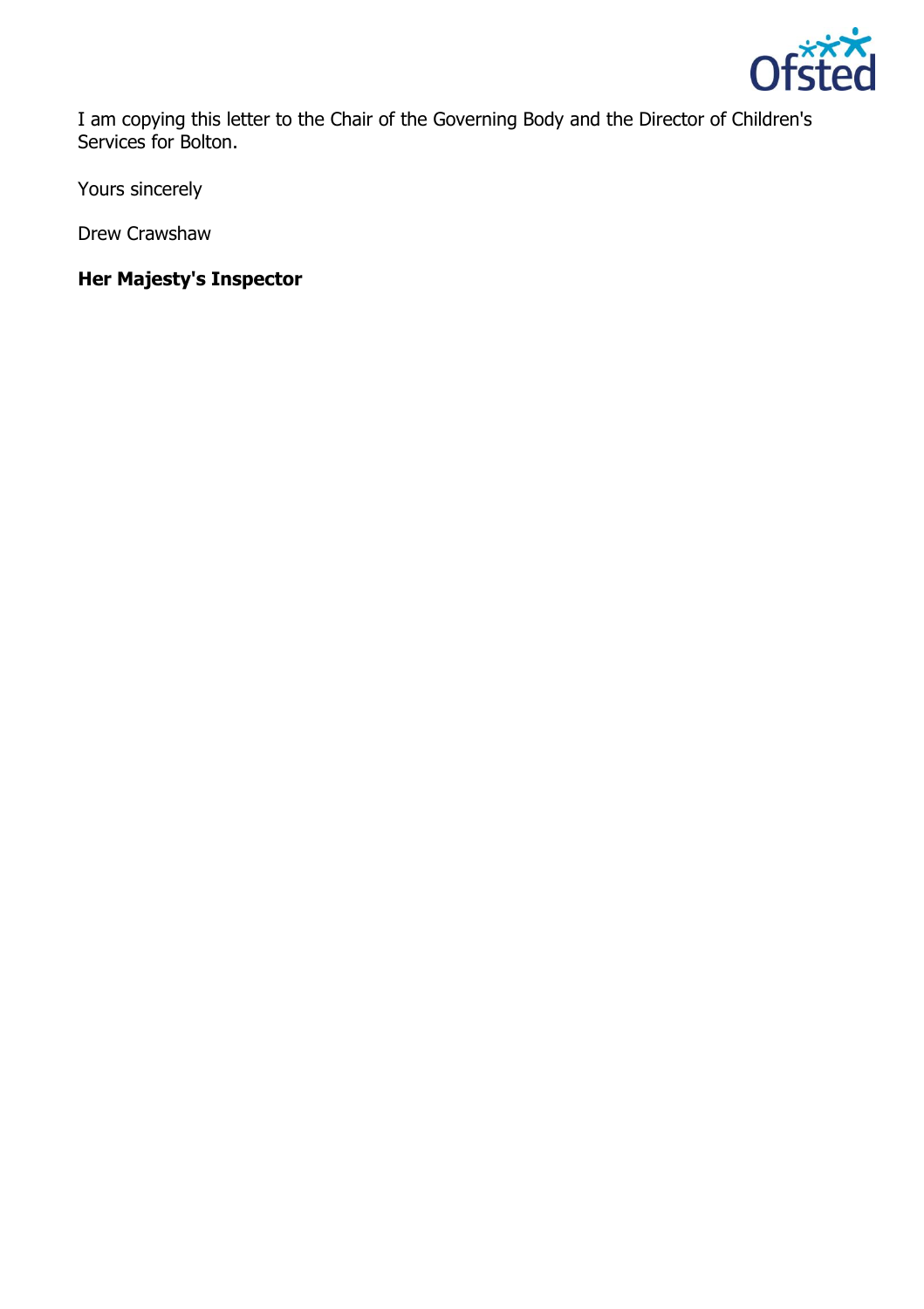I am copying this letter to the Chair of the Governing Body and the Director of Children's Services for Bolton.

Yours sincerely

Drew Crawshaw

**Her Majesty's Inspector**